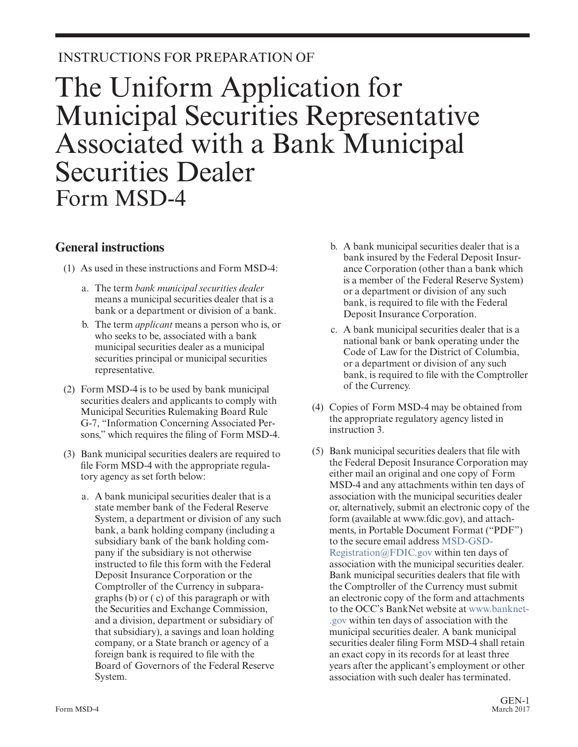INSTRUCTIONS FOR PREPARATION OF

# The Uniform Application for Municipal Securities Representative Associated with a Bank Municipal Securities Dealer Form MSD-4

## General instructions

(1) As used in these instructions and Form MSD-4:

  a. The term *bank municipal securities dealer* means a municipal securities dealer that is a bank or a department or division of a bank.

  b. The term *applicant* means a person who is, or who seeks to be, associated with a bank municipal securities dealer as a municipal securities principal or municipal securities representative.

(2) Form MSD-4 is to be used by bank municipal securities dealers and applicants to comply with Municipal Securities Rulemaking Board Rule G-7, "Information Concerning Associated Persons," which requires the filing of Form MSD-4.

(3) Bank municipal securities dealers are required to file Form MSD-4 with the appropriate regulatory agency as set forth below:

  a. A bank municipal securities dealer that is a state member bank of the Federal Reserve System, a department or division of any such bank, a bank holding company (including a subsidiary bank of the bank holding company if the subsidiary is not otherwise instructed to file this form with the Federal Deposit Insurance Corporation or the Comptroller of the Currency in subparagraphs (b) or ( c) of this paragraph or with the Securities and Exchange Commission, and a division, department or subsidiary of that subsidiary), a savings and loan holding company, or a State branch or agency of a foreign bank is required to file with the Board of Governors of the Federal Reserve System.

  b. A bank municipal securities dealer that is a bank insured by the Federal Deposit Insurance Corporation (other than a bank which is a member of the Federal Reserve System) or a department or division of any such bank, is required to file with the Federal Deposit Insurance Corporation.

  c. A bank municipal securities dealer that is a national bank or bank operating under the Code of Law for the District of Columbia, or a department or division of any such bank, is required to file with the Comptroller of the Currency.

(4) Copies of Form MSD-4 may be obtained from the appropriate regulatory agency listed in instruction 3.

(5) Bank municipal securities dealers that file with the Federal Deposit Insurance Corporation may either mail an original and one copy of Form MSD-4 and any attachments within ten days of association with the municipal securities dealer or, alternatively, submit an electronic copy of the form (available at www.fdic.gov), and attachments, in Portable Document Format ("PDF") to the secure email address MSD-GSD-Registration@FDIC.gov within ten days of association with the municipal securities dealer. Bank municipal securities dealers that file with the Comptroller of the Currency must submit an electronic copy of the form and attachments to the OCC's BankNet website at www.banknet.gov within ten days of association with the municipal securities dealer. A bank municipal securities dealer filing Form MSD-4 shall retain an exact copy in its records for at least three years after the applicant's employment or other association with such dealer has terminated.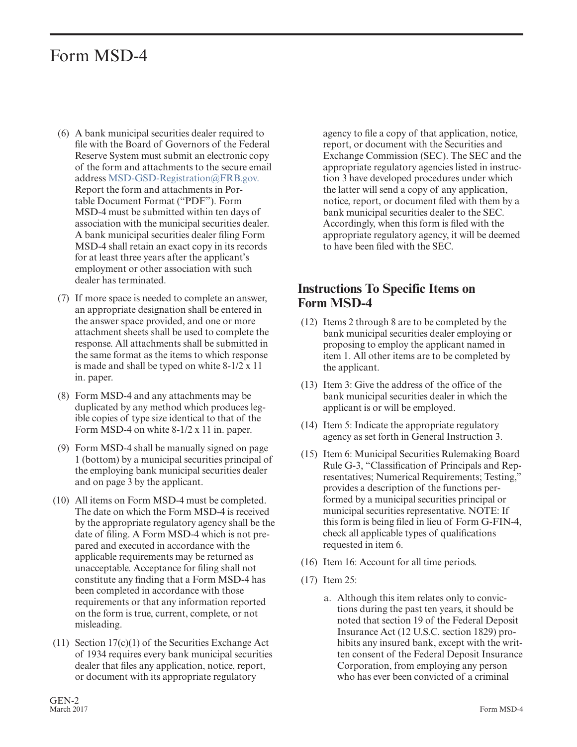# Form MSD-4

(6) A bank municipal securities dealer required to file with the Board of Governors of the Federal Reserve System must submit an electronic copy of the form and attachments to the secure email address MSD-GSD-Registration@FRB.gov. Report the form and attachments in Portable Document Format ("PDF"). Form MSD-4 must be submitted within ten days of association with the municipal securities dealer. A bank municipal securities dealer filing Form MSD-4 shall retain an exact copy in its records for at least three years after the applicant's employment or other association with such dealer has terminated.

(7) If more space is needed to complete an answer, an appropriate designation shall be entered in the answer space provided, and one or more attachment sheets shall be used to complete the response. All attachments shall be submitted in the same format as the items to which response is made and shall be typed on white 8-1/2 x 11 in. paper.

(8) Form MSD-4 and any attachments may be duplicated by any method which produces legible copies of type size identical to that of the Form MSD-4 on white 8-1/2 x 11 in. paper.

(9) Form MSD-4 shall be manually signed on page 1 (bottom) by a municipal securities principal of the employing bank municipal securities dealer and on page 3 by the applicant.

(10) All items on Form MSD-4 must be completed. The date on which the Form MSD-4 is received by the appropriate regulatory agency shall be the date of filing. A Form MSD-4 which is not prepared and executed in accordance with the applicable requirements may be returned as unacceptable. Acceptance for filing shall not constitute any finding that a Form MSD-4 has been completed in accordance with those requirements or that any information reported on the form is true, current, complete, or not misleading.

(11) Section 17(c)(1) of the Securities Exchange Act of 1934 requires every bank municipal securities dealer that files any application, notice, report, or document with its appropriate regulatory agency to file a copy of that application, notice, report, or document with the Securities and Exchange Commission (SEC). The SEC and the appropriate regulatory agencies listed in instruction 3 have developed procedures under which the latter will send a copy of any application, notice, report, or document filed with them by a bank municipal securities dealer to the SEC. Accordingly, when this form is filed with the appropriate regulatory agency, it will be deemed to have been filed with the SEC.

## Instructions To Specific Items on Form MSD-4

(12) Items 2 through 8 are to be completed by the bank municipal securities dealer employing or proposing to employ the applicant named in item 1. All other items are to be completed by the applicant.

(13) Item 3: Give the address of the office of the bank municipal securities dealer in which the applicant is or will be employed.

(14) Item 5: Indicate the appropriate regulatory agency as set forth in General Instruction 3.

(15) Item 6: Municipal Securities Rulemaking Board Rule G-3, "Classification of Principals and Representatives; Numerical Requirements; Testing," provides a description of the functions performed by a municipal securities principal or municipal securities representative. NOTE: If this form is being filed in lieu of Form G-FIN-4, check all applicable types of qualifications requested in item 6.

(16) Item 16: Account for all time periods.

(17) Item 25:

a. Although this item relates only to convictions during the past ten years, it should be noted that section 19 of the Federal Deposit Insurance Act (12 U.S.C. section 1829) prohibits any insured bank, except with the written consent of the Federal Deposit Insurance Corporation, from employing any person who has ever been convicted of a criminal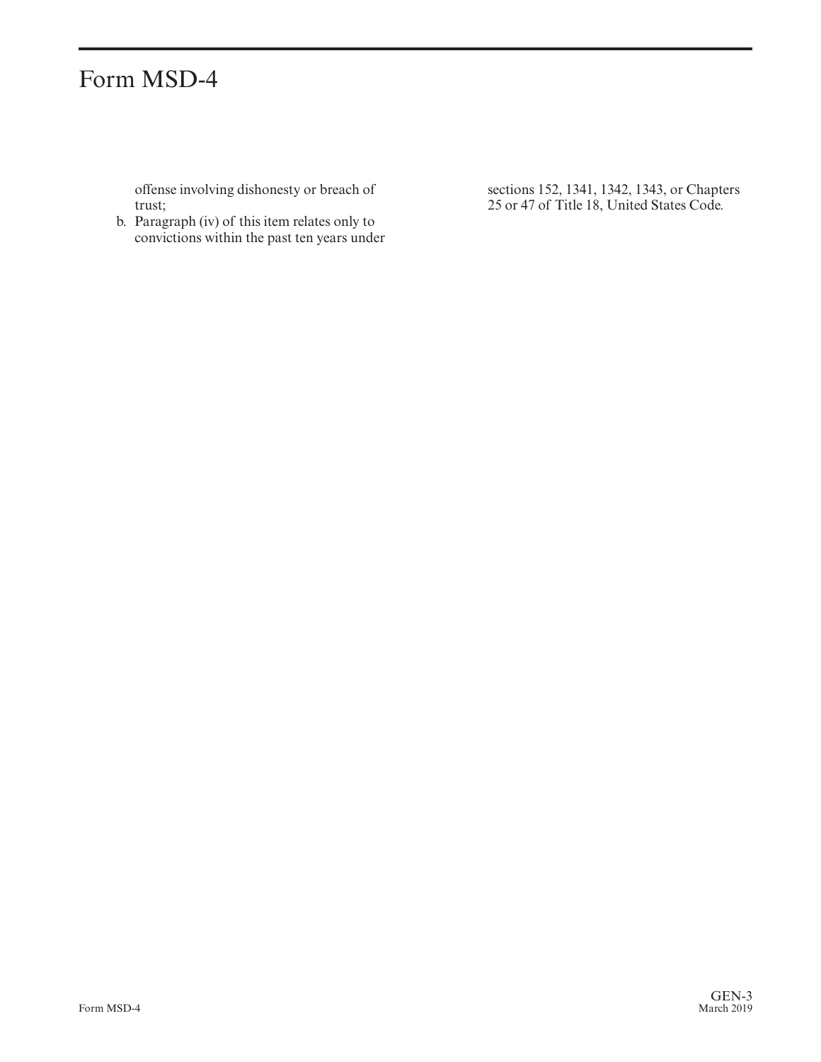offense involving dishonesty or breach of trust;

b. Paragraph (iv) of this item relates only to convictions within the past ten years under sections 152, 1341, 1342, 1343, or Chapters 25 or 47 of Title 18, United States Code.